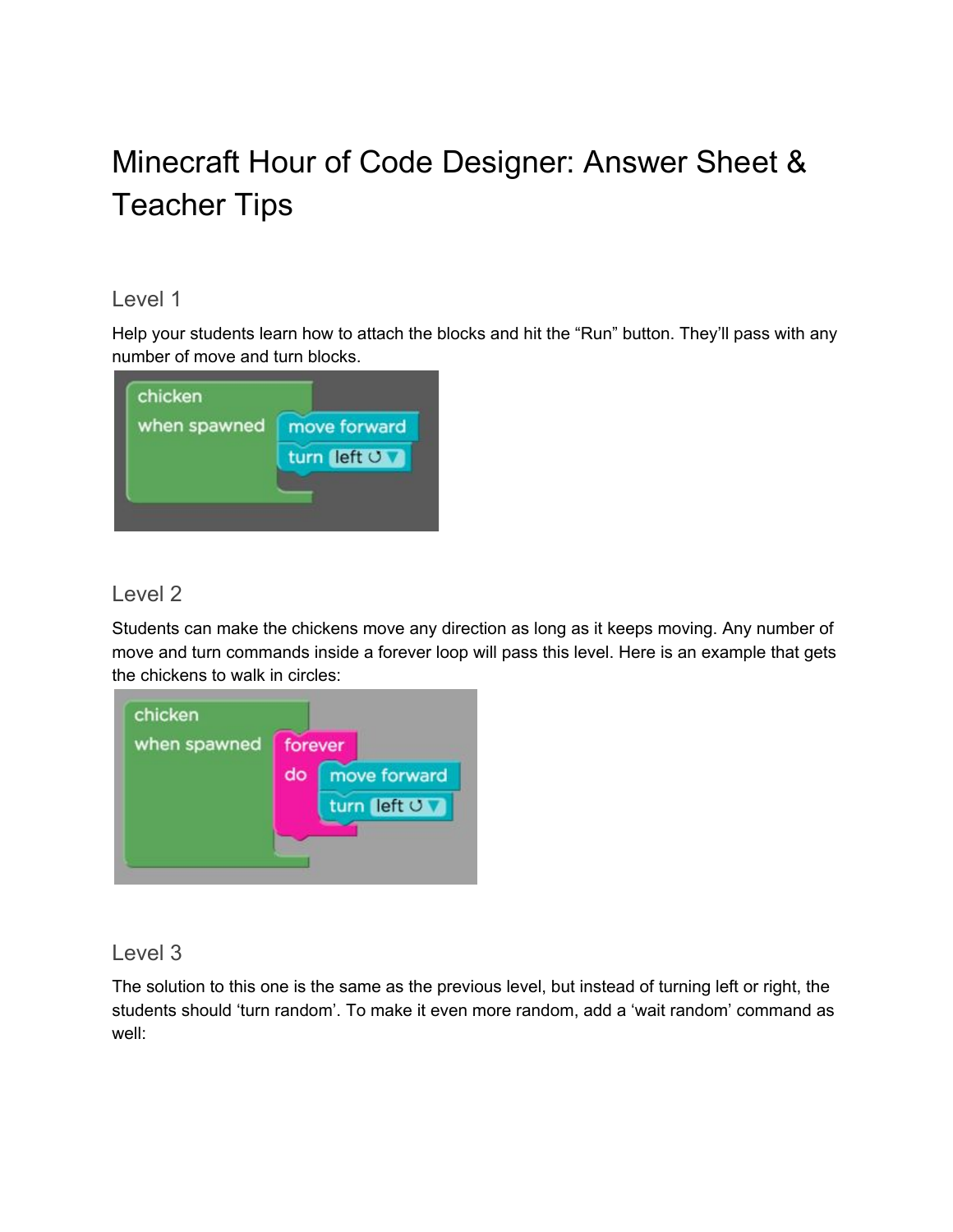# Minecraft Hour of Code Designer: Answer Sheet & Teacher Tips

## Level 1

Help your students learn how to attach the blocks and hit the "Run" button. They'll pass with any number of move and turn blocks.

## Level 2

Students can make the chickens move any direction as long as it keeps moving. Any number of move and turn commands inside a forever loop will pass this level. Here is an example that gets the chickens to walk in circles:

## Level 3

The solution to this one is the same as the previous level, but instead of turning left or right, the students should 'turn random'. To make it even more random, add a 'wait random' command as well: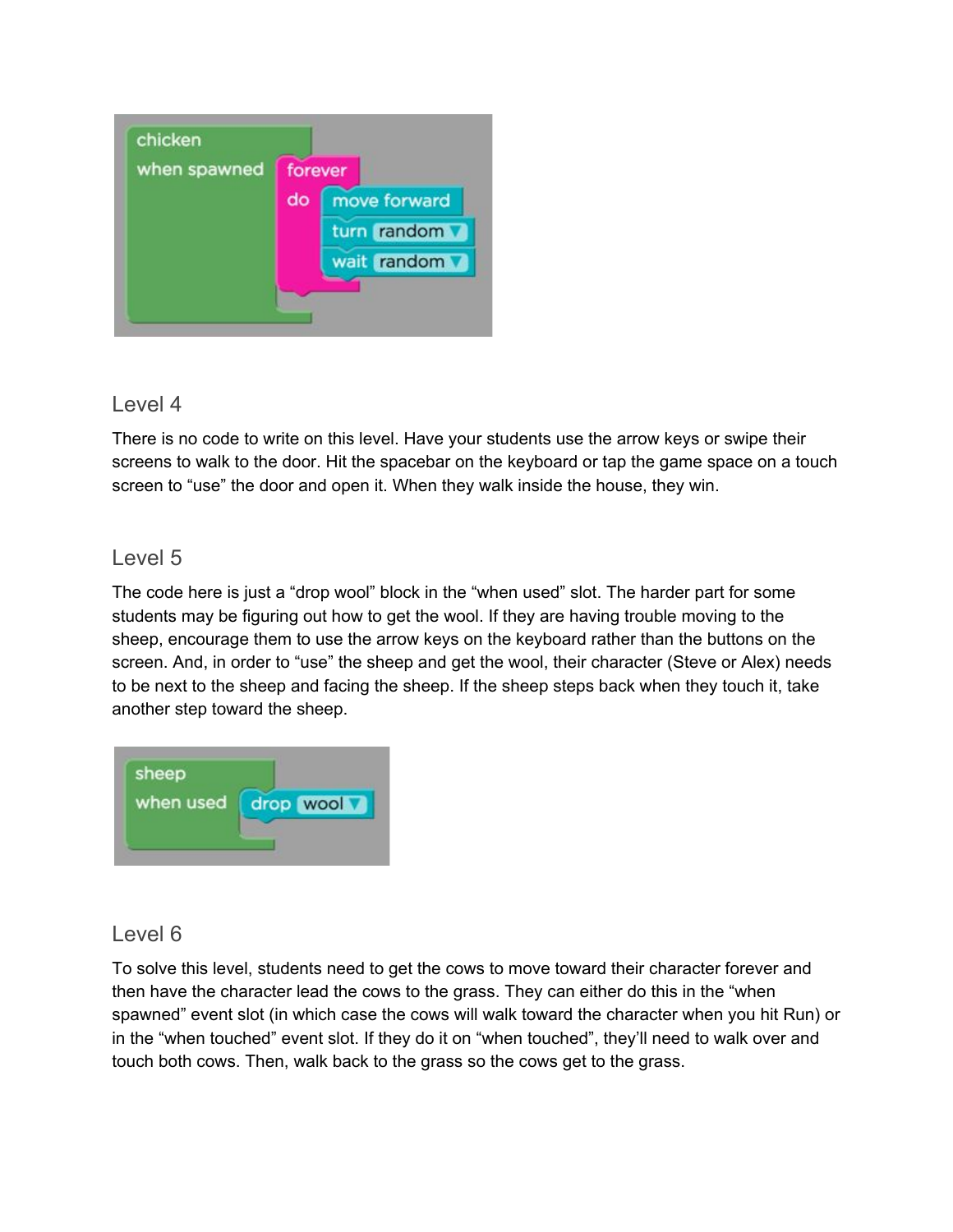```
chicken
when spawned
  forever
  do
    move forward
    turn random
    wait random
```

## Level 4

There is no code to write on this level. Have your students use the arrow keys or swipe their screens to walk to the door. Hit the spacebar on the keyboard or tap the game space on a touch screen to "use" the door and open it. When they walk inside the house, they win.

## Level 5

The code here is just a "drop wool" block in the "when used" slot. The harder part for some students may be figuring out how to get the wool. If they are having trouble moving to the sheep, encourage them to use the arrow keys on the keyboard rather than the buttons on the screen. And, in order to "use" the sheep and get the wool, their character (Steve or Alex) needs to be next to the sheep and facing the sheep. If the sheep steps back when they touch it, take another step toward the sheep.

```
sheep
when used
  drop wool
```

## Level 6

To solve this level, students need to get the cows to move toward their character forever and then have the character lead the cows to the grass. They can either do this in the "when spawned" event slot (in which case the cows will walk toward the character when you hit Run) or in the "when touched" event slot. If they do it on "when touched", they'll need to walk over and touch both cows. Then, walk back to the grass so the cows get to the grass.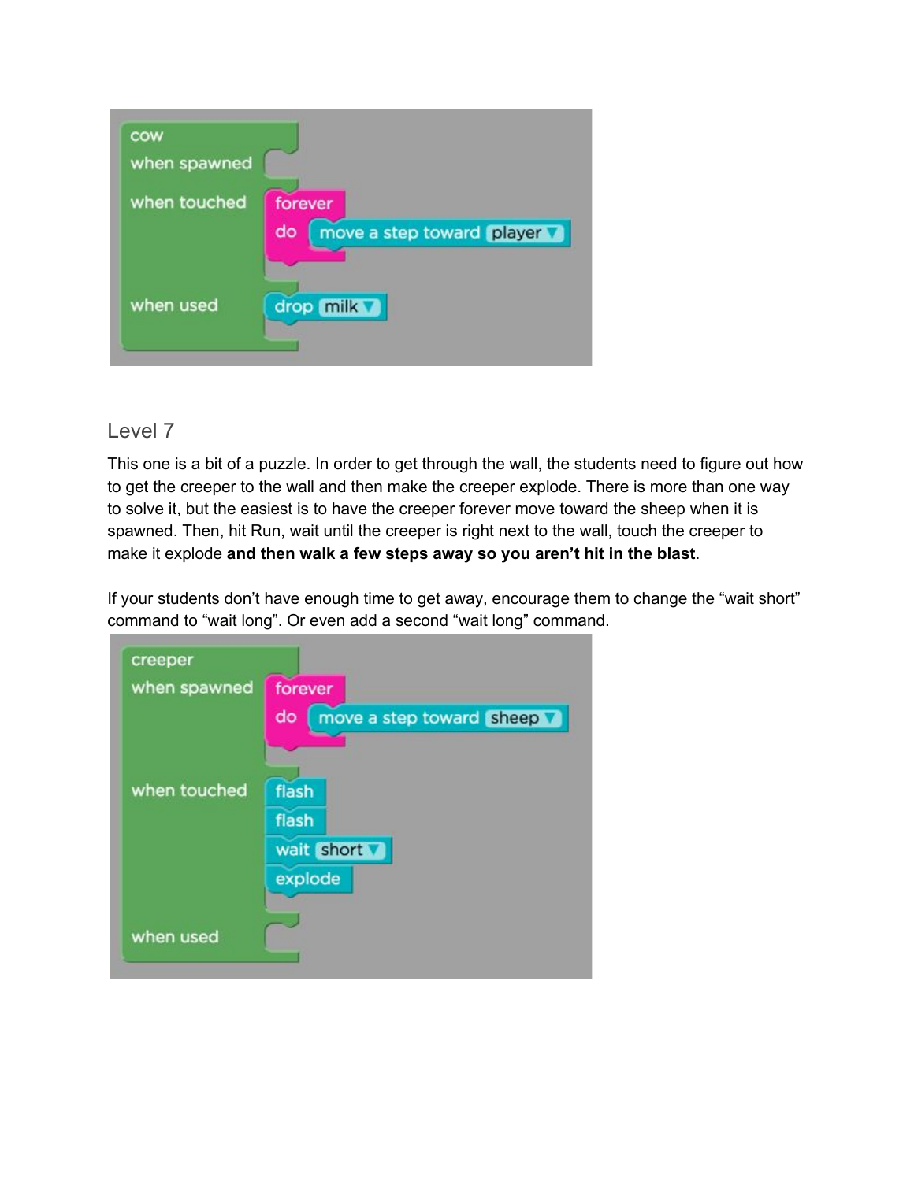```
cow
when spawned
when touched    forever
                do  move a step toward [player ▼]
when used       drop [milk ▼]
```

## Level 7

This one is a bit of a puzzle. In order to get through the wall, the students need to figure out how to get the creeper to the wall and then make the creeper explode. There is more than one way to solve it, but the easiest is to have the creeper forever move toward the sheep when it is spawned. Then, hit Run, wait until the creeper is right next to the wall, touch the creeper to make it explode **and then walk a few steps away so you aren't hit in the blast**.

If your students don't have enough time to get away, encourage them to change the "wait short" command to "wait long". Or even add a second "wait long" command.

```
creeper
when spawned    forever
                do  move a step toward [sheep ▼]
when touched    flash
                flash
                wait [short ▼]
                explode
when used
```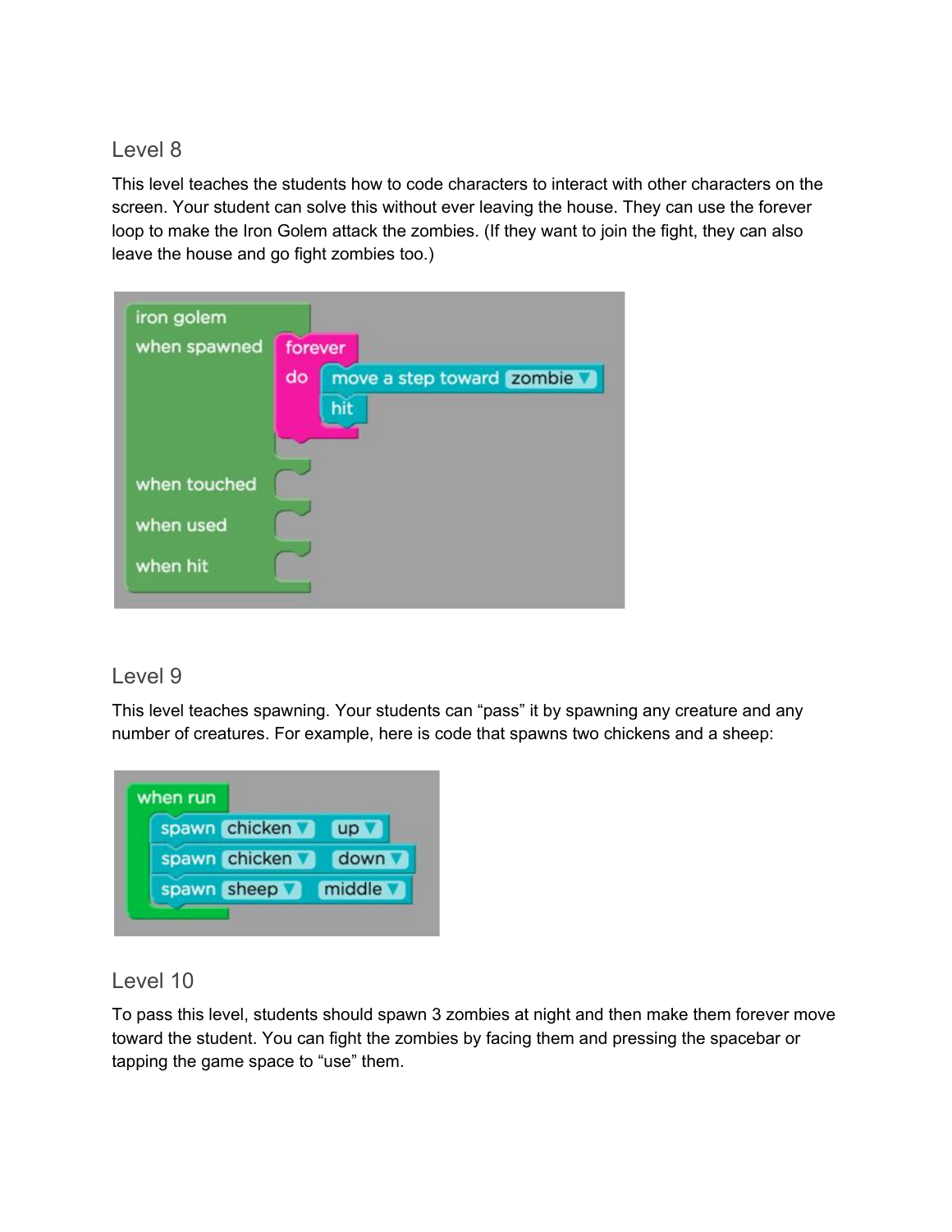## Level 8

This level teaches the students how to code characters to interact with other characters on the screen. Your student can solve this without ever leaving the house. They can use the forever loop to make the Iron Golem attack the zombies. (If they want to join the fight, they can also leave the house and go fight zombies too.)

```
iron golem
when spawned    forever
                do   move a step toward [zombie ▼]
                     hit
when touched
when used
when hit
```

## Level 9

This level teaches spawning. Your students can "pass" it by spawning any creature and any number of creatures. For example, here is code that spawns two chickens and a sheep:

```
when run
  spawn [chicken ▼] [up ▼]
  spawn [chicken ▼] [down ▼]
  spawn [sheep ▼] [middle ▼]
```

## Level 10

To pass this level, students should spawn 3 zombies at night and then make them forever move toward the student. You can fight the zombies by facing them and pressing the spacebar or tapping the game space to "use" them.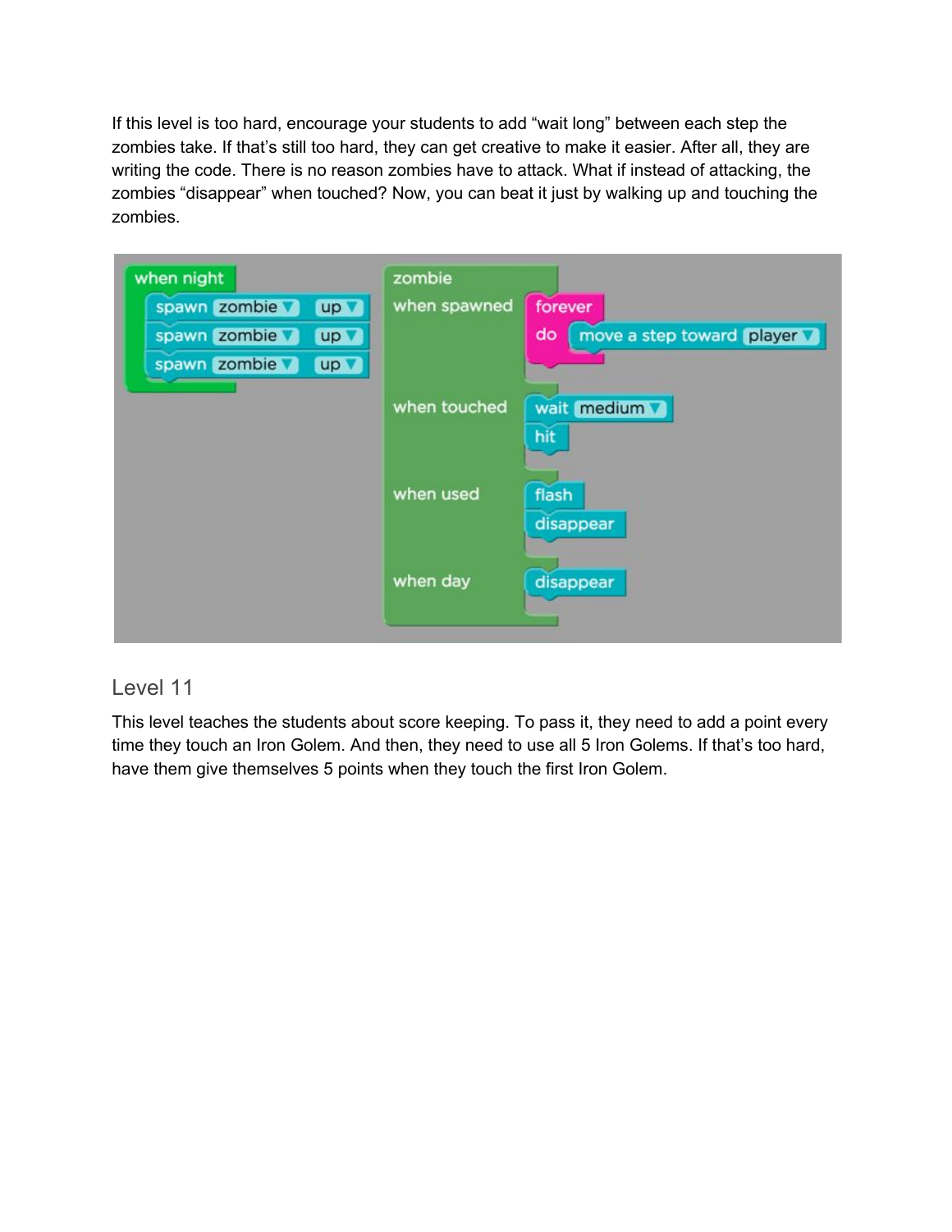If this level is too hard, encourage your students to add “wait long” between each step the zombies take. If that’s still too hard, they can get creative to make it easier. After all, they are writing the code. There is no reason zombies have to attack. What if instead of attacking, the zombies “disappear” when touched? Now, you can beat it just by walking up and touching the zombies.

```
when night
    spawn zombie up
    spawn zombie up
    spawn zombie up

zombie
when spawned    forever
                do  move a step toward player
when touched    wait medium
                hit
when used       flash
                disappear
when day        disappear
```

## Level 11

This level teaches the students about score keeping. To pass it, they need to add a point every time they touch an Iron Golem. And then, they need to use all 5 Iron Golems. If that’s too hard, have them give themselves 5 points when they touch the first Iron Golem.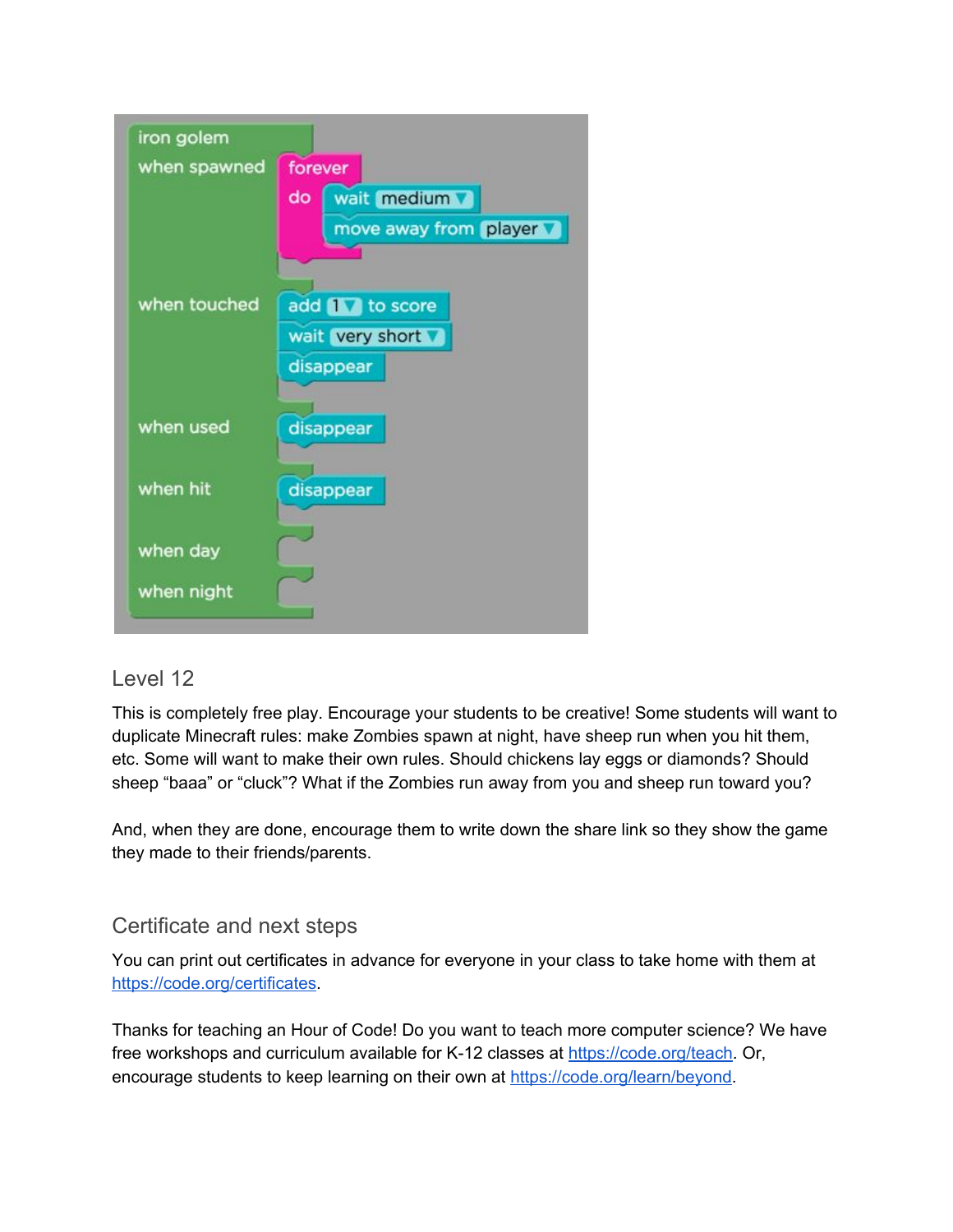```
iron golem
when spawned    forever
                do   wait medium
                     move away from player
when touched    add 1 to score
                wait very short
                disappear
when used       disappear
when hit        disappear
when day
when night
```

## Level 12

This is completely free play. Encourage your students to be creative! Some students will want to duplicate Minecraft rules: make Zombies spawn at night, have sheep run when you hit them, etc. Some will want to make their own rules. Should chickens lay eggs or diamonds? Should sheep "baaa" or "cluck"? What if the Zombies run away from you and sheep run toward you?

And, when they are done, encourage them to write down the share link so they show the game they made to their friends/parents.

## Certificate and next steps

You can print out certificates in advance for everyone in your class to take home with them at [https://code.org/certificates](https://code.org/certificates).

Thanks for teaching an Hour of Code! Do you want to teach more computer science? We have free workshops and curriculum available for K-12 classes at [https://code.org/teach](https://code.org/teach). Or, encourage students to keep learning on their own at [https://code.org/learn/beyond](https://code.org/learn/beyond).